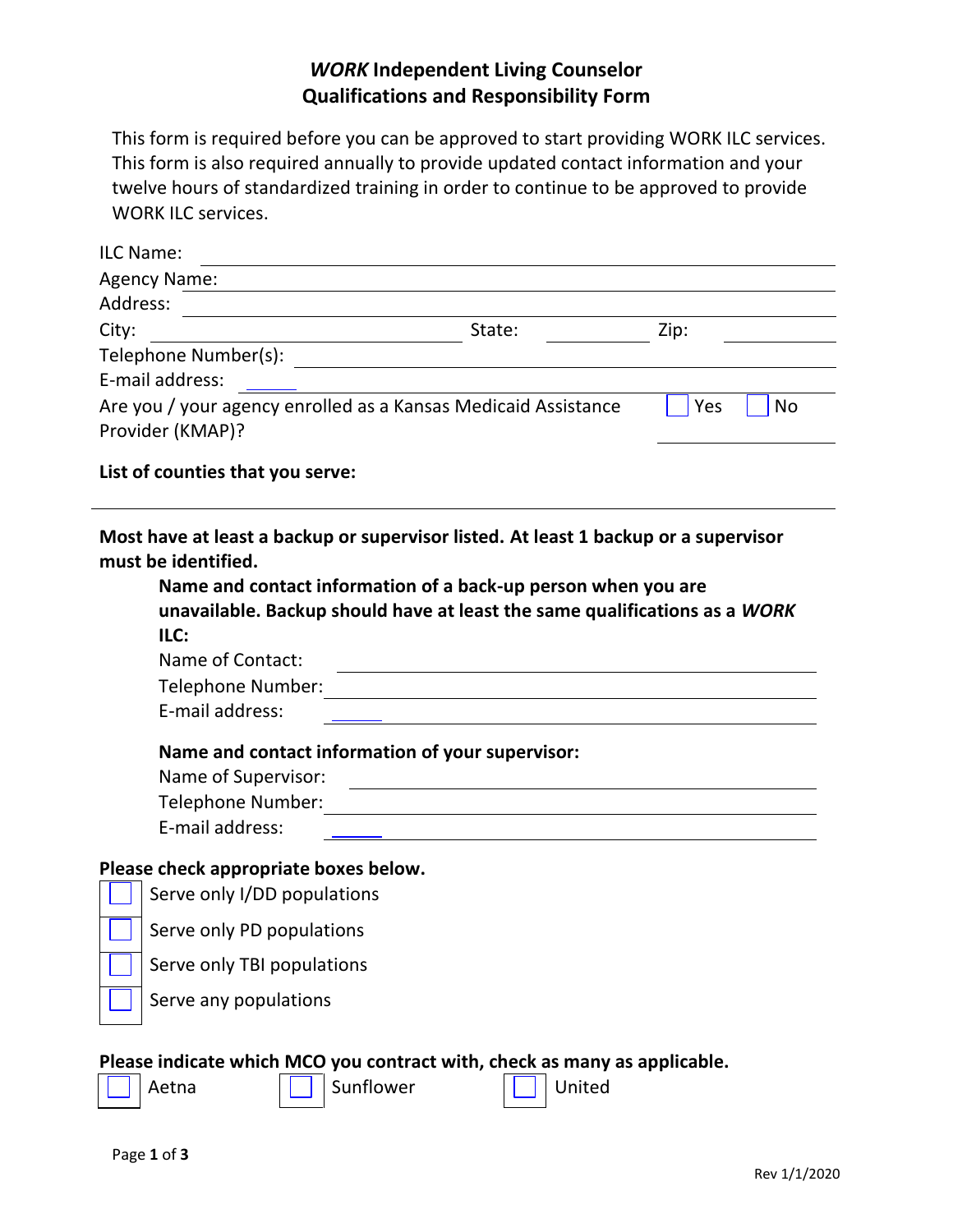# *WORK* Independent Living Counselor Qualifications and Responsibility Form

This form is required before you can be approved to start providing WORK ILC services. This form is also required annually to provide updated contact information and your twelve hours of standardized training in order to continue to be approved to provide WORK ILC services.

ILC Name: ______________________________

Agency Name: ______________________________

Address: ______________________________

City: ____________________ State: __________ Zip: __________

Telephone Number(s): ______________________________

E-mail address: ______________________________

Are you / your agency enrolled as a Kansas Medicaid Assistance Provider (KMAP)? ☐ Yes ☐ No

**List of counties that you serve:**

______________________________

**Most have at least a backup or supervisor listed. At least 1 backup or a supervisor must be identified.**

**Name and contact information of a back-up person when you are unavailable. Backup should have at least the same qualifications as a *WORK* ILC:**

Name of Contact: ______________________________

Telephone Number: ______________________________

E-mail address: ______________________________

**Name and contact information of your supervisor:**

Name of Supervisor: ______________________________

Telephone Number: ______________________________

E-mail address: ______________________________

**Please check appropriate boxes below.**

☐ Serve only I/DD populations

☐ Serve only PD populations

☐ Serve only TBI populations

☐ Serve any populations

**Please indicate which MCO you contract with, check as many as applicable.**

☐ Aetna ☐ Sunflower ☐ United

Rev 1/1/2020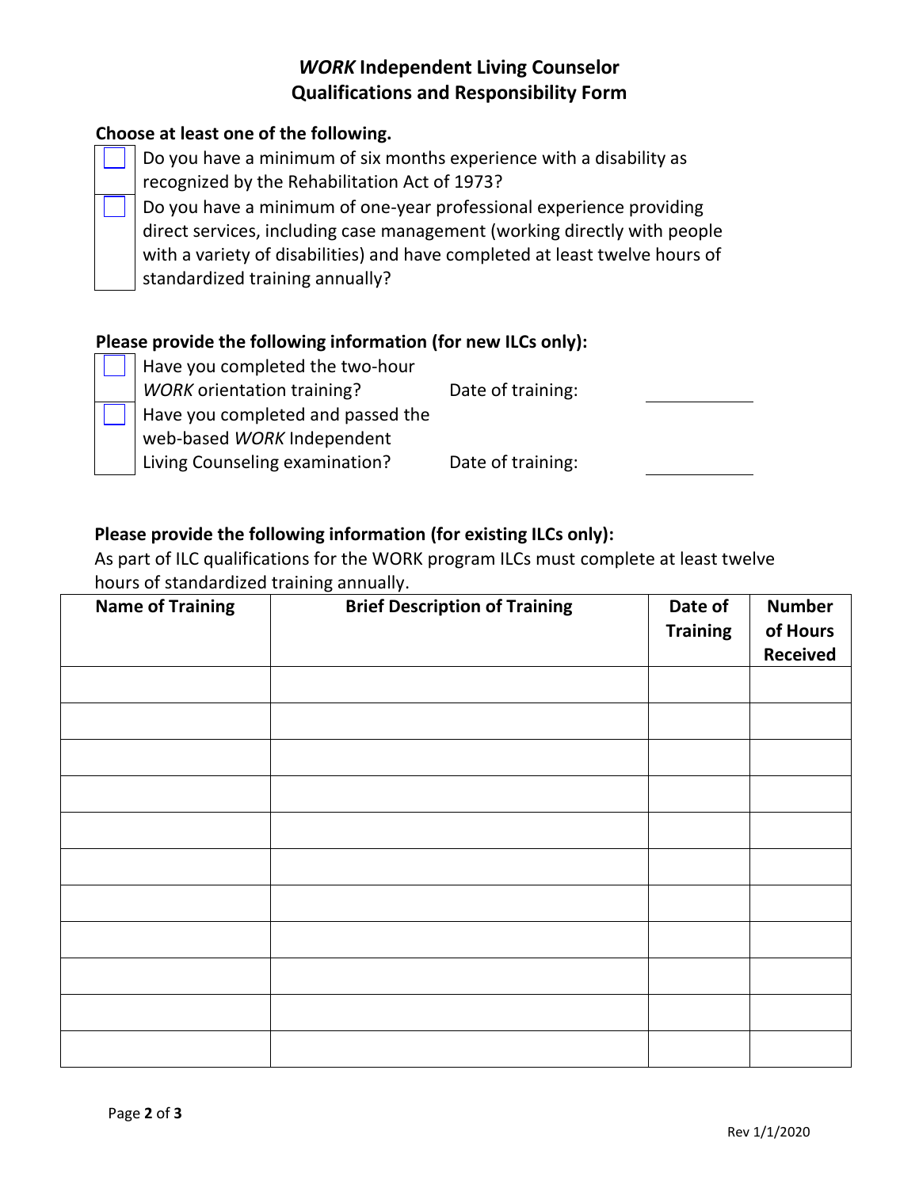# *WORK* Independent Living Counselor Qualifications and Responsibility Form

**Choose at least one of the following.**

- [ ] Do you have a minimum of six months experience with a disability as recognized by the Rehabilitation Act of 1973?
- [ ] Do you have a minimum of one-year professional experience providing direct services, including case management (working directly with people with a variety of disabilities) and have completed at least twelve hours of standardized training annually?

**Please provide the following information (for new ILCs only):**

- [ ] Have you completed the two-hour *WORK* orientation training? Date of training: ____________
- [ ] Have you completed and passed the web-based *WORK* Independent Living Counseling examination? Date of training: ____________

**Please provide the following information (for existing ILCs only):**

As part of ILC qualifications for the WORK program ILCs must complete at least twelve hours of standardized training annually.

| Name of Training | Brief Description of Training | Date of Training | Number of Hours Received |
|---|---|---|---|
| | | | |
| | | | |
| | | | |
| | | | |
| | | | |
| | | | |
| | | | |
| | | | |
| | | | |
| | | | |
| | | | |

Rev 1/1/2020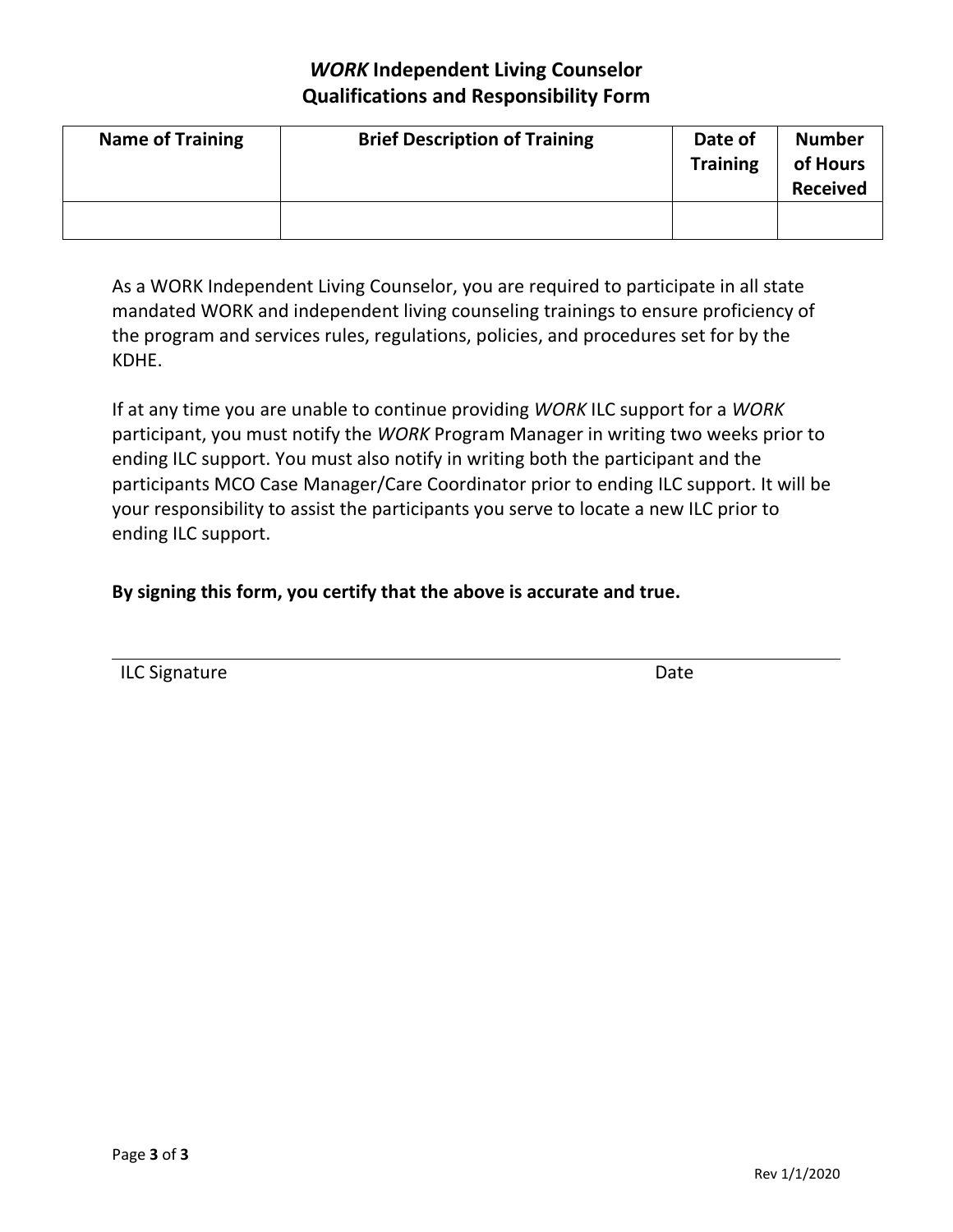## *WORK* Independent Living Counselor Qualifications and Responsibility Form

| Name of Training | Brief Description of Training | Date of Training | Number of Hours Received |
|---|---|---|---|
| | | | |

As a WORK Independent Living Counselor, you are required to participate in all state mandated WORK and independent living counseling trainings to ensure proficiency of the program and services rules, regulations, policies, and procedures set for by the KDHE.

If at any time you are unable to continue providing *WORK* ILC support for a *WORK* participant, you must notify the *WORK* Program Manager in writing two weeks prior to ending ILC support. You must also notify in writing both the participant and the participants MCO Case Manager/Care Coordinator prior to ending ILC support. It will be your responsibility to assist the participants you serve to locate a new ILC prior to ending ILC support.

**By signing this form, you certify that the above is accurate and true.**

ILC Signature Date

Rev 1/1/2020